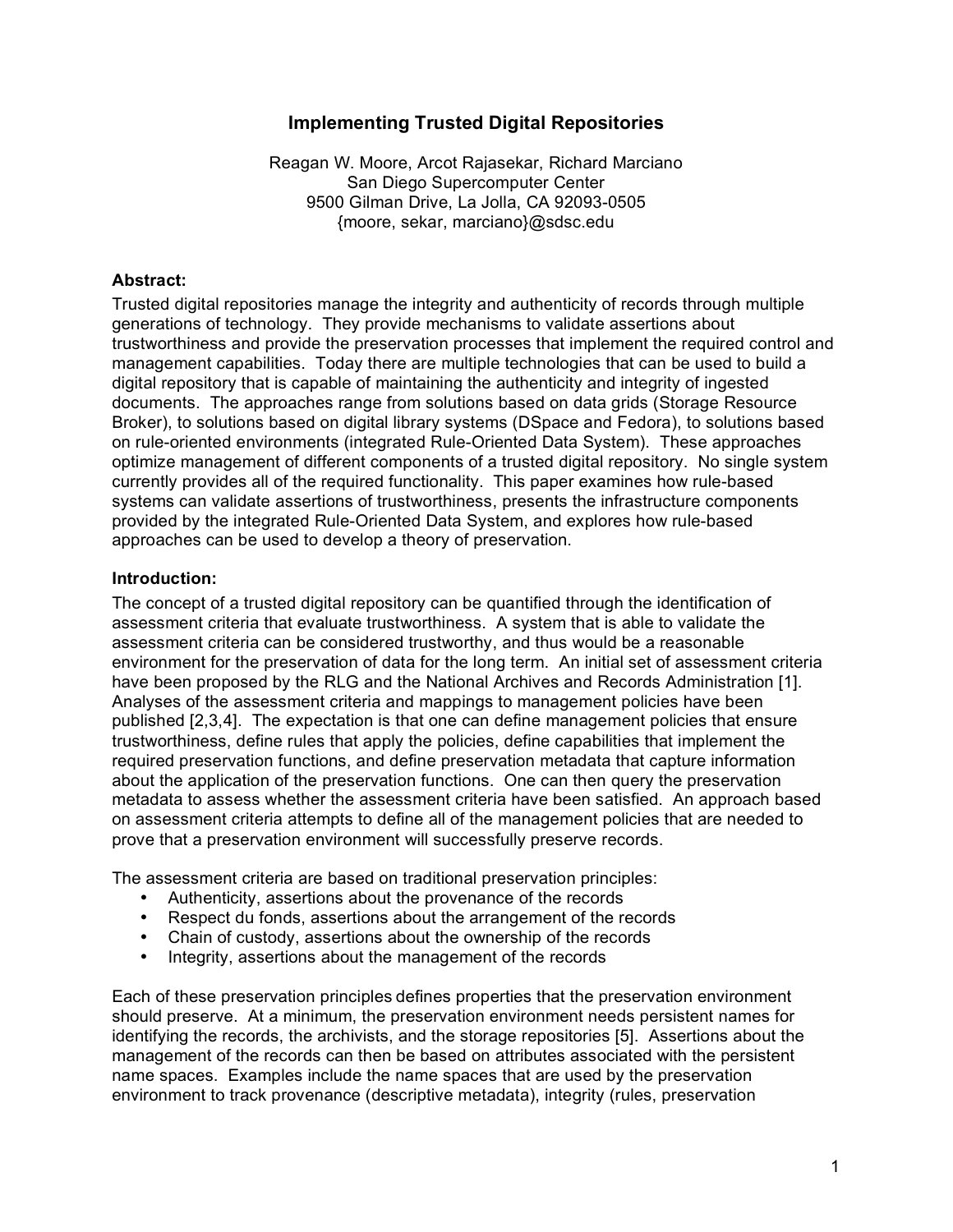# Implementing Trusted Digital Repositories

Reagan W. Moore, Arcot Rajasekar, Richard Marciano
San Diego Supercomputer Center
9500 Gilman Drive, La Jolla, CA 92093-0505
{moore, sekar, marciano}@sdsc.edu

### Abstract:

Trusted digital repositories manage the integrity and authenticity of records through multiple generations of technology. They provide mechanisms to validate assertions about trustworthiness and provide the preservation processes that implement the required control and management capabilities. Today there are multiple technologies that can be used to build a digital repository that is capable of maintaining the authenticity and integrity of ingested documents. The approaches range from solutions based on data grids (Storage Resource Broker), to solutions based on digital library systems (DSpace and Fedora), to solutions based on rule-oriented environments (integrated Rule-Oriented Data System). These approaches optimize management of different components of a trusted digital repository. No single system currently provides all of the required functionality. This paper examines how rule-based systems can validate assertions of trustworthiness, presents the infrastructure components provided by the integrated Rule-Oriented Data System, and explores how rule-based approaches can be used to develop a theory of preservation.

### Introduction:

The concept of a trusted digital repository can be quantified through the identification of assessment criteria that evaluate trustworthiness. A system that is able to validate the assessment criteria can be considered trustworthy, and thus would be a reasonable environment for the preservation of data for the long term. An initial set of assessment criteria have been proposed by the RLG and the National Archives and Records Administration [1]. Analyses of the assessment criteria and mappings to management policies have been published [2,3,4]. The expectation is that one can define management policies that ensure trustworthiness, define rules that apply the policies, define capabilities that implement the required preservation functions, and define preservation metadata that capture information about the application of the preservation functions. One can then query the preservation metadata to assess whether the assessment criteria have been satisfied. An approach based on assessment criteria attempts to define all of the management policies that are needed to prove that a preservation environment will successfully preserve records.

The assessment criteria are based on traditional preservation principles:

- Authenticity, assertions about the provenance of the records
- Respect du fonds, assertions about the arrangement of the records
- Chain of custody, assertions about the ownership of the records
- Integrity, assertions about the management of the records

Each of these preservation principles defines properties that the preservation environment should preserve. At a minimum, the preservation environment needs persistent names for identifying the records, the archivists, and the storage repositories [5]. Assertions about the management of the records can then be based on attributes associated with the persistent name spaces. Examples include the name spaces that are used by the preservation environment to track provenance (descriptive metadata), integrity (rules, preservation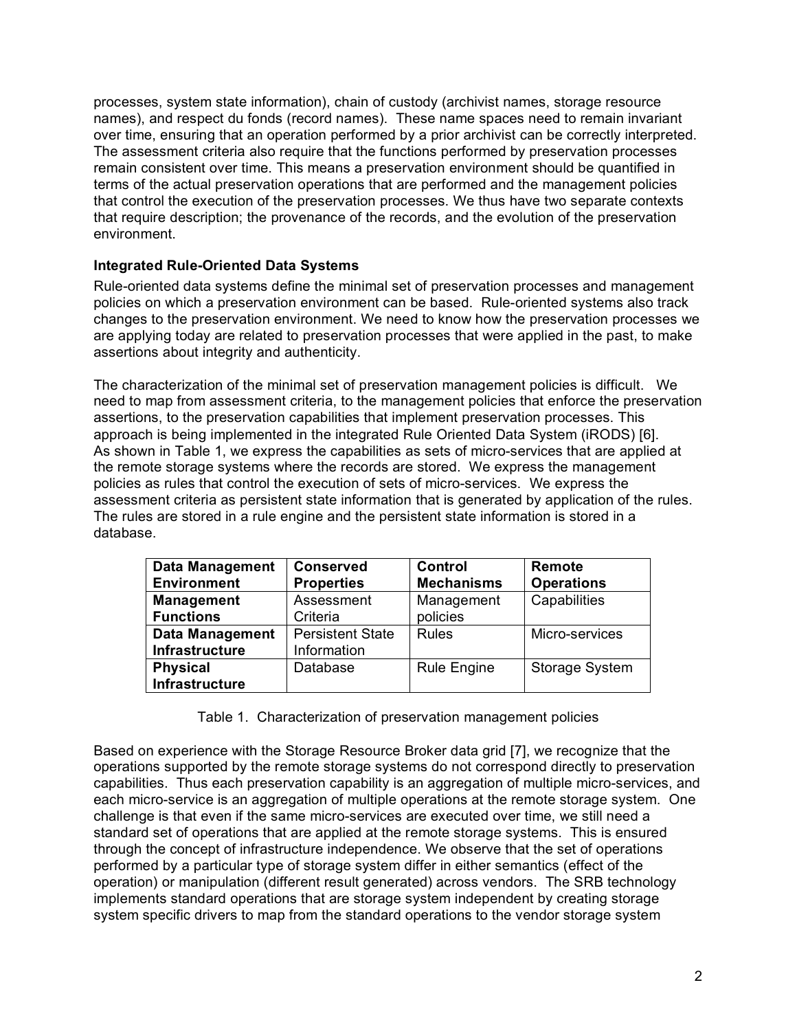processes, system state information), chain of custody (archivist names, storage resource names), and respect du fonds (record names). These name spaces need to remain invariant over time, ensuring that an operation performed by a prior archivist can be correctly interpreted. The assessment criteria also require that the functions performed by preservation processes remain consistent over time. This means a preservation environment should be quantified in terms of the actual preservation operations that are performed and the management policies that control the execution of the preservation processes. We thus have two separate contexts that require description; the provenance of the records, and the evolution of the preservation environment.

### Integrated Rule-Oriented Data Systems

Rule-oriented data systems define the minimal set of preservation processes and management policies on which a preservation environment can be based. Rule-oriented systems also track changes to the preservation environment. We need to know how the preservation processes we are applying today are related to preservation processes that were applied in the past, to make assertions about integrity and authenticity.

The characterization of the minimal set of preservation management policies is difficult. We need to map from assessment criteria, to the management policies that enforce the preservation assertions, to the preservation capabilities that implement preservation processes. This approach is being implemented in the integrated Rule Oriented Data System (iRODS) [6]. As shown in Table 1, we express the capabilities as sets of micro-services that are applied at the remote storage systems where the records are stored. We express the management policies as rules that control the execution of sets of micro-services. We express the assessment criteria as persistent state information that is generated by application of the rules. The rules are stored in a rule engine and the persistent state information is stored in a database.

| **Data Management Environment** | **Conserved Properties** | **Control Mechanisms** | **Remote Operations** |
|---|---|---|---|
| **Management Functions** | Assessment Criteria | Management policies | Capabilities |
| **Data Management Infrastructure** | Persistent State Information | Rules | Micro-services |
| **Physical Infrastructure** | Database | Rule Engine | Storage System |

Table 1. Characterization of preservation management policies

Based on experience with the Storage Resource Broker data grid [7], we recognize that the operations supported by the remote storage systems do not correspond directly to preservation capabilities. Thus each preservation capability is an aggregation of multiple micro-services, and each micro-service is an aggregation of multiple operations at the remote storage system. One challenge is that even if the same micro-services are executed over time, we still need a standard set of operations that are applied at the remote storage systems. This is ensured through the concept of infrastructure independence. We observe that the set of operations performed by a particular type of storage system differ in either semantics (effect of the operation) or manipulation (different result generated) across vendors. The SRB technology implements standard operations that are storage system independent by creating storage system specific drivers to map from the standard operations to the vendor storage system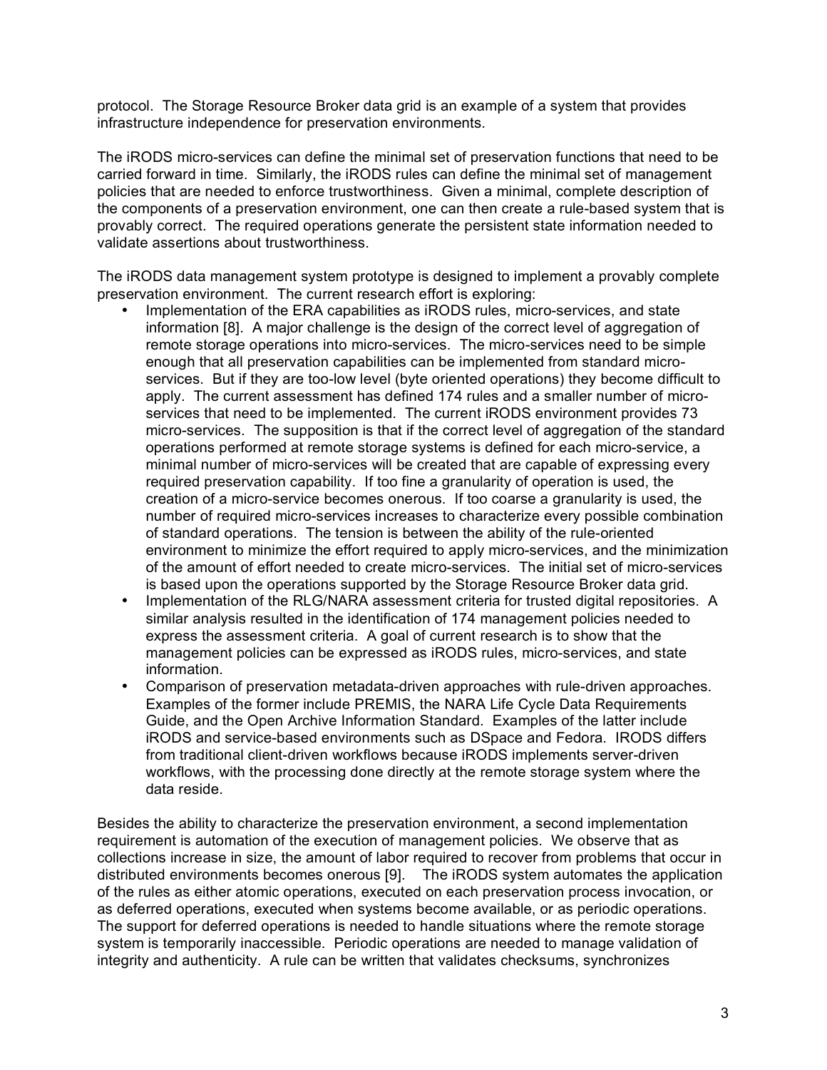protocol. The Storage Resource Broker data grid is an example of a system that provides infrastructure independence for preservation environments.

The iRODS micro-services can define the minimal set of preservation functions that need to be carried forward in time. Similarly, the iRODS rules can define the minimal set of management policies that are needed to enforce trustworthiness. Given a minimal, complete description of the components of a preservation environment, one can then create a rule-based system that is provably correct. The required operations generate the persistent state information needed to validate assertions about trustworthiness.

The iRODS data management system prototype is designed to implement a provably complete preservation environment. The current research effort is exploring:

- Implementation of the ERA capabilities as iRODS rules, micro-services, and state information [8]. A major challenge is the design of the correct level of aggregation of remote storage operations into micro-services. The micro-services need to be simple enough that all preservation capabilities can be implemented from standard micro-services. But if they are too-low level (byte oriented operations) they become difficult to apply. The current assessment has defined 174 rules and a smaller number of micro-services that need to be implemented. The current iRODS environment provides 73 micro-services. The supposition is that if the correct level of aggregation of the standard operations performed at remote storage systems is defined for each micro-service, a minimal number of micro-services will be created that are capable of expressing every required preservation capability. If too fine a granularity of operation is used, the creation of a micro-service becomes onerous. If too coarse a granularity is used, the number of required micro-services increases to characterize every possible combination of standard operations. The tension is between the ability of the rule-oriented environment to minimize the effort required to apply micro-services, and the minimization of the amount of effort needed to create micro-services. The initial set of micro-services is based upon the operations supported by the Storage Resource Broker data grid.
- Implementation of the RLG/NARA assessment criteria for trusted digital repositories. A similar analysis resulted in the identification of 174 management policies needed to express the assessment criteria. A goal of current research is to show that the management policies can be expressed as iRODS rules, micro-services, and state information.
- Comparison of preservation metadata-driven approaches with rule-driven approaches. Examples of the former include PREMIS, the NARA Life Cycle Data Requirements Guide, and the Open Archive Information Standard. Examples of the latter include iRODS and service-based environments such as DSpace and Fedora. IRODS differs from traditional client-driven workflows because iRODS implements server-driven workflows, with the processing done directly at the remote storage system where the data reside.

Besides the ability to characterize the preservation environment, a second implementation requirement is automation of the execution of management policies. We observe that as collections increase in size, the amount of labor required to recover from problems that occur in distributed environments becomes onerous [9]. The iRODS system automates the application of the rules as either atomic operations, executed on each preservation process invocation, or as deferred operations, executed when systems become available, or as periodic operations. The support for deferred operations is needed to handle situations where the remote storage system is temporarily inaccessible. Periodic operations are needed to manage validation of integrity and authenticity. A rule can be written that validates checksums, synchronizes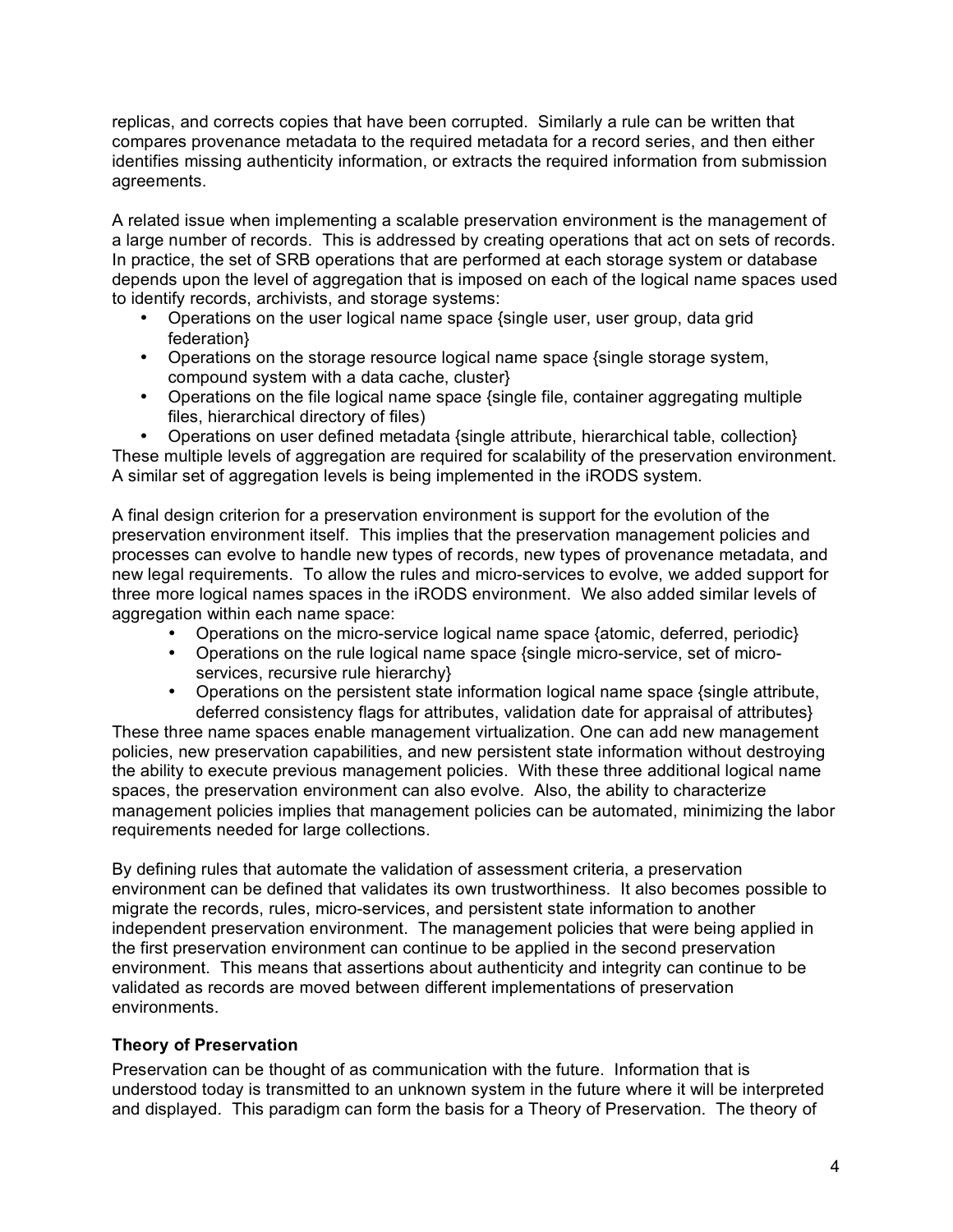replicas, and corrects copies that have been corrupted. Similarly a rule can be written that compares provenance metadata to the required metadata for a record series, and then either identifies missing authenticity information, or extracts the required information from submission agreements.

A related issue when implementing a scalable preservation environment is the management of a large number of records. This is addressed by creating operations that act on sets of records. In practice, the set of SRB operations that are performed at each storage system or database depends upon the level of aggregation that is imposed on each of the logical name spaces used to identify records, archivists, and storage systems:

- Operations on the user logical name space {single user, user group, data grid federation}
- Operations on the storage resource logical name space {single storage system, compound system with a data cache, cluster}
- Operations on the file logical name space {single file, container aggregating multiple files, hierarchical directory of files)
- Operations on user defined metadata {single attribute, hierarchical table, collection}

These multiple levels of aggregation are required for scalability of the preservation environment. A similar set of aggregation levels is being implemented in the iRODS system.

A final design criterion for a preservation environment is support for the evolution of the preservation environment itself. This implies that the preservation management policies and processes can evolve to handle new types of records, new types of provenance metadata, and new legal requirements. To allow the rules and micro-services to evolve, we added support for three more logical names spaces in the iRODS environment. We also added similar levels of aggregation within each name space:

- Operations on the micro-service logical name space {atomic, deferred, periodic}
- Operations on the rule logical name space {single micro-service, set of micro-services, recursive rule hierarchy}
- Operations on the persistent state information logical name space {single attribute, deferred consistency flags for attributes, validation date for appraisal of attributes}

These three name spaces enable management virtualization. One can add new management policies, new preservation capabilities, and new persistent state information without destroying the ability to execute previous management policies. With these three additional logical name spaces, the preservation environment can also evolve. Also, the ability to characterize management policies implies that management policies can be automated, minimizing the labor requirements needed for large collections.

By defining rules that automate the validation of assessment criteria, a preservation environment can be defined that validates its own trustworthiness. It also becomes possible to migrate the records, rules, micro-services, and persistent state information to another independent preservation environment. The management policies that were being applied in the first preservation environment can continue to be applied in the second preservation environment. This means that assertions about authenticity and integrity can continue to be validated as records are moved between different implementations of preservation environments.

### Theory of Preservation

Preservation can be thought of as communication with the future. Information that is understood today is transmitted to an unknown system in the future where it will be interpreted and displayed. This paradigm can form the basis for a Theory of Preservation. The theory of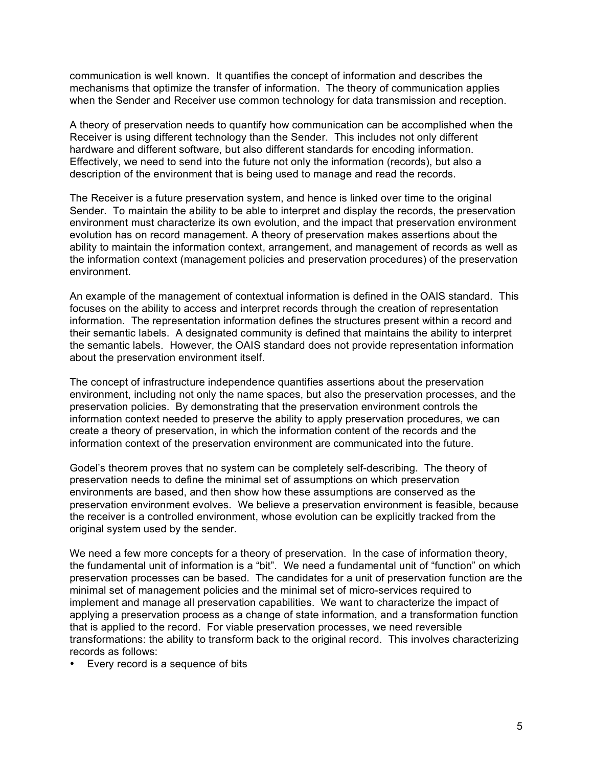communication is well known. It quantifies the concept of information and describes the mechanisms that optimize the transfer of information. The theory of communication applies when the Sender and Receiver use common technology for data transmission and reception.

A theory of preservation needs to quantify how communication can be accomplished when the Receiver is using different technology than the Sender. This includes not only different hardware and different software, but also different standards for encoding information. Effectively, we need to send into the future not only the information (records), but also a description of the environment that is being used to manage and read the records.

The Receiver is a future preservation system, and hence is linked over time to the original Sender. To maintain the ability to be able to interpret and display the records, the preservation environment must characterize its own evolution, and the impact that preservation environment evolution has on record management. A theory of preservation makes assertions about the ability to maintain the information context, arrangement, and management of records as well as the information context (management policies and preservation procedures) of the preservation environment.

An example of the management of contextual information is defined in the OAIS standard. This focuses on the ability to access and interpret records through the creation of representation information. The representation information defines the structures present within a record and their semantic labels. A designated community is defined that maintains the ability to interpret the semantic labels. However, the OAIS standard does not provide representation information about the preservation environment itself.

The concept of infrastructure independence quantifies assertions about the preservation environment, including not only the name spaces, but also the preservation processes, and the preservation policies. By demonstrating that the preservation environment controls the information context needed to preserve the ability to apply preservation procedures, we can create a theory of preservation, in which the information content of the records and the information context of the preservation environment are communicated into the future.

Godel's theorem proves that no system can be completely self-describing. The theory of preservation needs to define the minimal set of assumptions on which preservation environments are based, and then show how these assumptions are conserved as the preservation environment evolves. We believe a preservation environment is feasible, because the receiver is a controlled environment, whose evolution can be explicitly tracked from the original system used by the sender.

We need a few more concepts for a theory of preservation. In the case of information theory, the fundamental unit of information is a "bit". We need a fundamental unit of "function" on which preservation processes can be based. The candidates for a unit of preservation function are the minimal set of management policies and the minimal set of micro-services required to implement and manage all preservation capabilities. We want to characterize the impact of applying a preservation process as a change of state information, and a transformation function that is applied to the record. For viable preservation processes, we need reversible transformations: the ability to transform back to the original record. This involves characterizing records as follows:

- Every record is a sequence of bits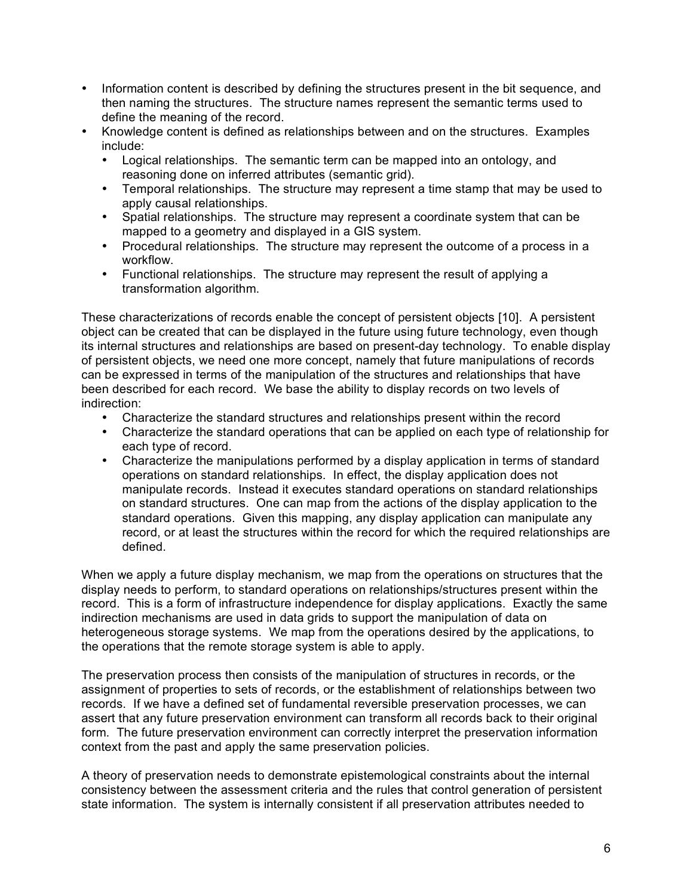- Information content is described by defining the structures present in the bit sequence, and then naming the structures. The structure names represent the semantic terms used to define the meaning of the record.
- Knowledge content is defined as relationships between and on the structures. Examples include:
  - Logical relationships. The semantic term can be mapped into an ontology, and reasoning done on inferred attributes (semantic grid).
  - Temporal relationships. The structure may represent a time stamp that may be used to apply causal relationships.
  - Spatial relationships. The structure may represent a coordinate system that can be mapped to a geometry and displayed in a GIS system.
  - Procedural relationships. The structure may represent the outcome of a process in a workflow.
  - Functional relationships. The structure may represent the result of applying a transformation algorithm.

These characterizations of records enable the concept of persistent objects [10]. A persistent object can be created that can be displayed in the future using future technology, even though its internal structures and relationships are based on present-day technology. To enable display of persistent objects, we need one more concept, namely that future manipulations of records can be expressed in terms of the manipulation of the structures and relationships that have been described for each record. We base the ability to display records on two levels of indirection:

- Characterize the standard structures and relationships present within the record
- Characterize the standard operations that can be applied on each type of relationship for each type of record.
- Characterize the manipulations performed by a display application in terms of standard operations on standard relationships. In effect, the display application does not manipulate records. Instead it executes standard operations on standard relationships on standard structures. One can map from the actions of the display application to the standard operations. Given this mapping, any display application can manipulate any record, or at least the structures within the record for which the required relationships are defined.

When we apply a future display mechanism, we map from the operations on structures that the display needs to perform, to standard operations on relationships/structures present within the record. This is a form of infrastructure independence for display applications. Exactly the same indirection mechanisms are used in data grids to support the manipulation of data on heterogeneous storage systems. We map from the operations desired by the applications, to the operations that the remote storage system is able to apply.

The preservation process then consists of the manipulation of structures in records, or the assignment of properties to sets of records, or the establishment of relationships between two records. If we have a defined set of fundamental reversible preservation processes, we can assert that any future preservation environment can transform all records back to their original form. The future preservation environment can correctly interpret the preservation information context from the past and apply the same preservation policies.

A theory of preservation needs to demonstrate epistemological constraints about the internal consistency between the assessment criteria and the rules that control generation of persistent state information. The system is internally consistent if all preservation attributes needed to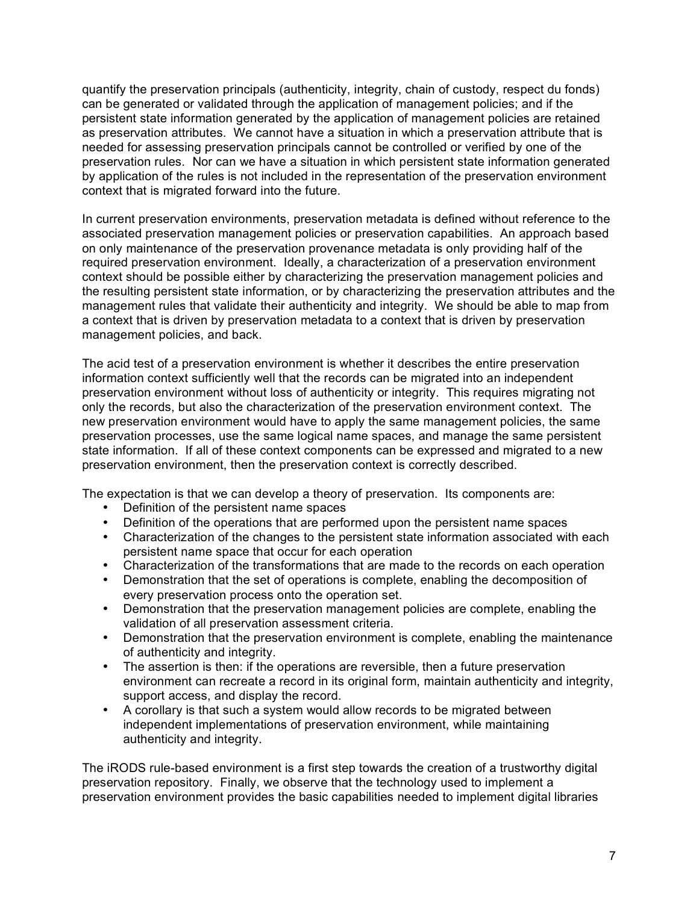quantify the preservation principals (authenticity, integrity, chain of custody, respect du fonds) can be generated or validated through the application of management policies; and if the persistent state information generated by the application of management policies are retained as preservation attributes. We cannot have a situation in which a preservation attribute that is needed for assessing preservation principals cannot be controlled or verified by one of the preservation rules. Nor can we have a situation in which persistent state information generated by application of the rules is not included in the representation of the preservation environment context that is migrated forward into the future.

In current preservation environments, preservation metadata is defined without reference to the associated preservation management policies or preservation capabilities. An approach based on only maintenance of the preservation provenance metadata is only providing half of the required preservation environment. Ideally, a characterization of a preservation environment context should be possible either by characterizing the preservation management policies and the resulting persistent state information, or by characterizing the preservation attributes and the management rules that validate their authenticity and integrity. We should be able to map from a context that is driven by preservation metadata to a context that is driven by preservation management policies, and back.

The acid test of a preservation environment is whether it describes the entire preservation information context sufficiently well that the records can be migrated into an independent preservation environment without loss of authenticity or integrity. This requires migrating not only the records, but also the characterization of the preservation environment context. The new preservation environment would have to apply the same management policies, the same preservation processes, use the same logical name spaces, and manage the same persistent state information. If all of these context components can be expressed and migrated to a new preservation environment, then the preservation context is correctly described.

The expectation is that we can develop a theory of preservation. Its components are:

- Definition of the persistent name spaces
- Definition of the operations that are performed upon the persistent name spaces
- Characterization of the changes to the persistent state information associated with each persistent name space that occur for each operation
- Characterization of the transformations that are made to the records on each operation
- Demonstration that the set of operations is complete, enabling the decomposition of every preservation process onto the operation set.
- Demonstration that the preservation management policies are complete, enabling the validation of all preservation assessment criteria.
- Demonstration that the preservation environment is complete, enabling the maintenance of authenticity and integrity.
- The assertion is then: if the operations are reversible, then a future preservation environment can recreate a record in its original form, maintain authenticity and integrity, support access, and display the record.
- A corollary is that such a system would allow records to be migrated between independent implementations of preservation environment, while maintaining authenticity and integrity.

The iRODS rule-based environment is a first step towards the creation of a trustworthy digital preservation repository. Finally, we observe that the technology used to implement a preservation environment provides the basic capabilities needed to implement digital libraries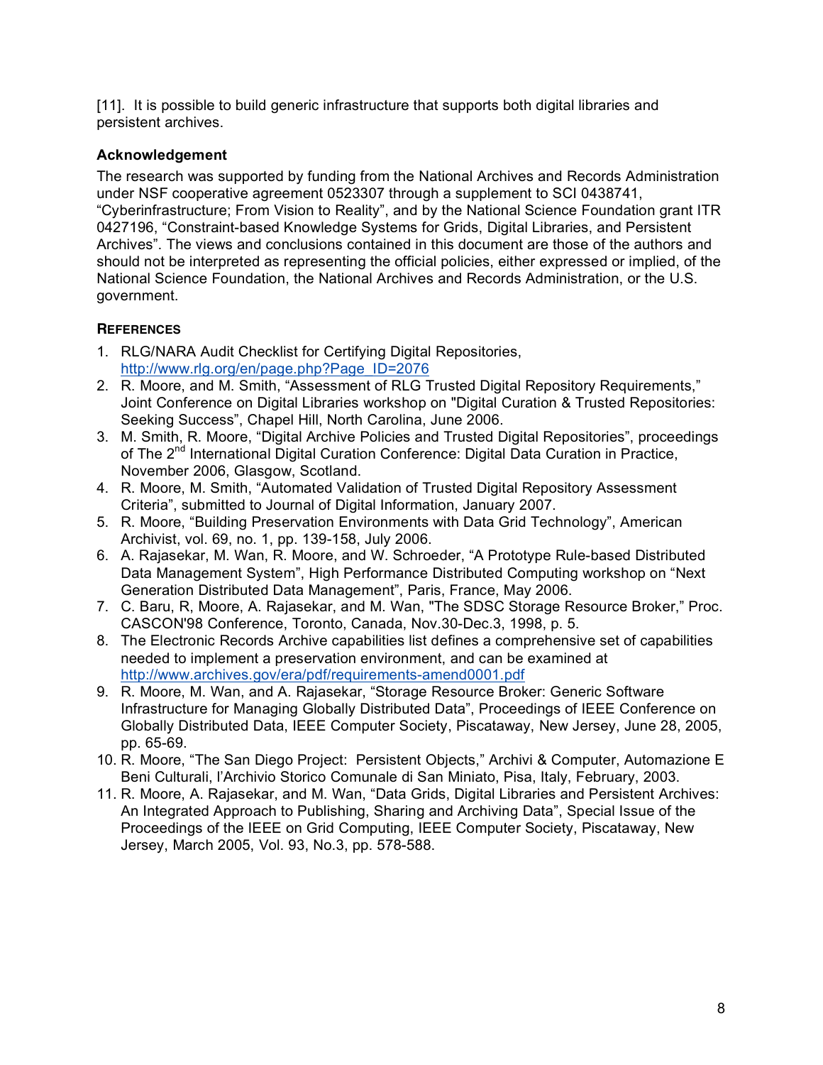[11]. It is possible to build generic infrastructure that supports both digital libraries and persistent archives.

### Acknowledgement

The research was supported by funding from the National Archives and Records Administration under NSF cooperative agreement 0523307 through a supplement to SCI 0438741, "Cyberinfrastructure; From Vision to Reality", and by the National Science Foundation grant ITR 0427196, "Constraint-based Knowledge Systems for Grids, Digital Libraries, and Persistent Archives". The views and conclusions contained in this document are those of the authors and should not be interpreted as representing the official policies, either expressed or implied, of the National Science Foundation, the National Archives and Records Administration, or the U.S. government.

### References

1. RLG/NARA Audit Checklist for Certifying Digital Repositories, http://www.rlg.org/en/page.php?Page_ID=2076
2. R. Moore, and M. Smith, "Assessment of RLG Trusted Digital Repository Requirements," Joint Conference on Digital Libraries workshop on "Digital Curation & Trusted Repositories: Seeking Success", Chapel Hill, North Carolina, June 2006.
3. M. Smith, R. Moore, "Digital Archive Policies and Trusted Digital Repositories", proceedings of The 2nd International Digital Curation Conference: Digital Data Curation in Practice, November 2006, Glasgow, Scotland.
4. R. Moore, M. Smith, "Automated Validation of Trusted Digital Repository Assessment Criteria", submitted to Journal of Digital Information, January 2007.
5. R. Moore, "Building Preservation Environments with Data Grid Technology", American Archivist, vol. 69, no. 1, pp. 139-158, July 2006.
6. A. Rajasekar, M. Wan, R. Moore, and W. Schroeder, "A Prototype Rule-based Distributed Data Management System", High Performance Distributed Computing workshop on "Next Generation Distributed Data Management", Paris, France, May 2006.
7. C. Baru, R, Moore, A. Rajasekar, and M. Wan, "The SDSC Storage Resource Broker," Proc. CASCON'98 Conference, Toronto, Canada, Nov.30-Dec.3, 1998, p. 5.
8. The Electronic Records Archive capabilities list defines a comprehensive set of capabilities needed to implement a preservation environment, and can be examined at http://www.archives.gov/era/pdf/requirements-amend0001.pdf
9. R. Moore, M. Wan, and A. Rajasekar, "Storage Resource Broker: Generic Software Infrastructure for Managing Globally Distributed Data", Proceedings of IEEE Conference on Globally Distributed Data, IEEE Computer Society, Piscataway, New Jersey, June 28, 2005, pp. 65-69.
10. R. Moore, "The San Diego Project: Persistent Objects," Archivi & Computer, Automazione E Beni Culturali, l'Archivio Storico Comunale di San Miniato, Pisa, Italy, February, 2003.
11. R. Moore, A. Rajasekar, and M. Wan, "Data Grids, Digital Libraries and Persistent Archives: An Integrated Approach to Publishing, Sharing and Archiving Data", Special Issue of the Proceedings of the IEEE on Grid Computing, IEEE Computer Society, Piscataway, New Jersey, March 2005, Vol. 93, No.3, pp. 578-588.